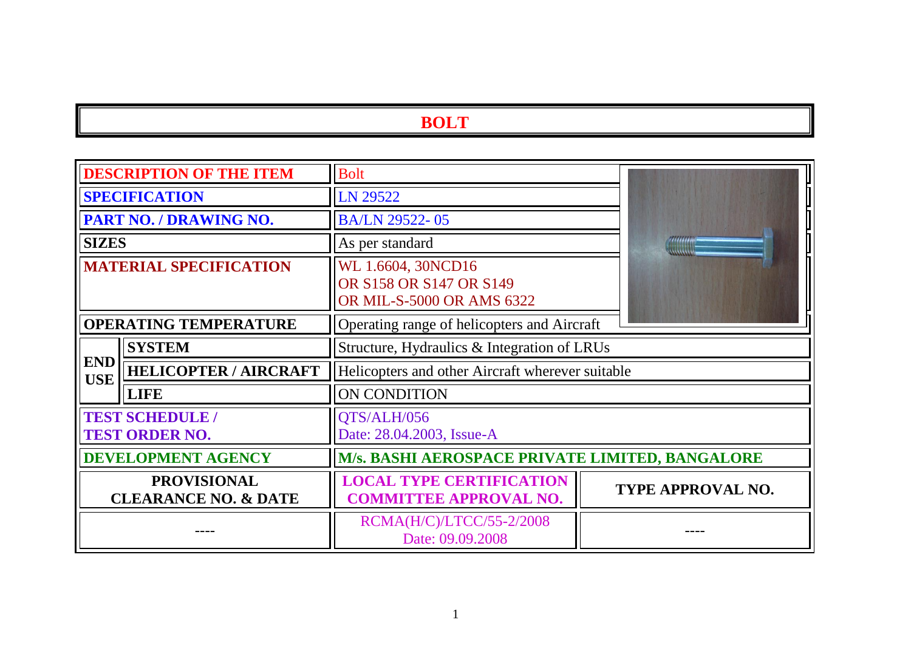# BOLT

| | | | |
|---|---|---|---|
| **DESCRIPTION OF THE ITEM** | | Bolt | |
| **SPECIFICATION** | | LN 29522 | |
| **PART NO. / DRAWING NO.** | | BA/LN 29522- 05 | |
| **SIZES** | | As per standard | |
| **MATERIAL SPECIFICATION** | | WL 1.6604, 30NCD16<br>OR S158 OR S147 OR S149<br>OR MIL-S-5000 OR AMS 6322 | |
| **OPERATING TEMPERATURE** | | Operating range of helicopters and Aircraft | |
| **END USE** | **SYSTEM** | Structure, Hydraulics & Integration of LRUs | |
| | **HELICOPTER / AIRCRAFT** | Helicopters and other Aircraft wherever suitable | |
| | **LIFE** | ON CONDITION | |
| **TEST SCHEDULE / TEST ORDER NO.** | | QTS/ALH/056<br>Date: 28.04.2003, Issue-A | |
| **DEVELOPMENT AGENCY** | | **M/s. BASHI AEROSPACE PRIVATE LIMITED, BANGALORE** | |
| **PROVISIONAL CLEARANCE NO. & DATE** | | **LOCAL TYPE CERTIFICATION COMMITTEE APPROVAL NO.** | **TYPE APPROVAL NO.** |
| ---- | | RCMA(H/C)/LTCC/55-2/2008<br>Date: 09.09.2008 | ---- |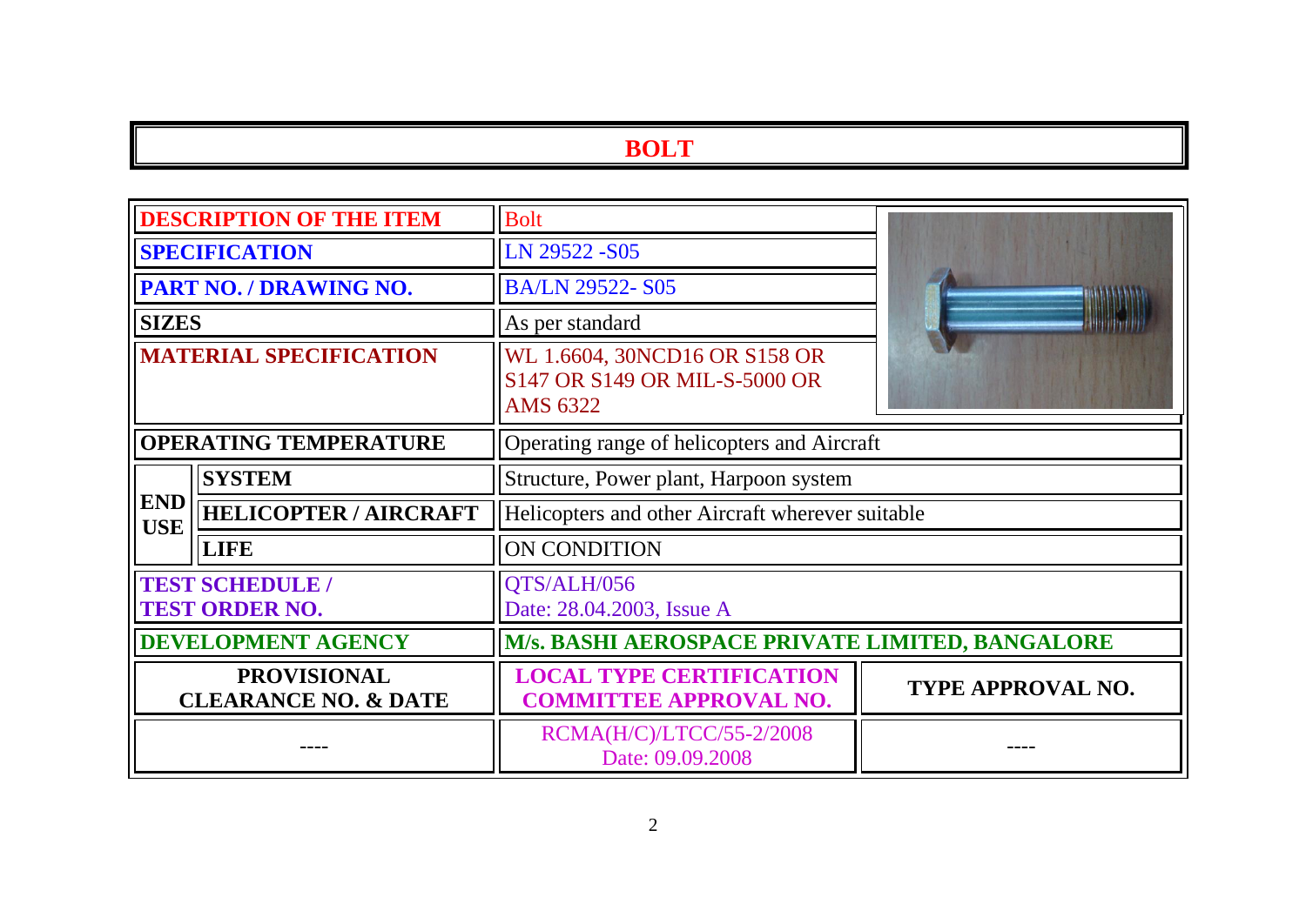# BOLT

| | | | |
|---|---|---|---|
| **DESCRIPTION OF THE ITEM** | | Bolt | |
| **SPECIFICATION** | | LN 29522 -S05 | |
| **PART NO. / DRAWING NO.** | | BA/LN 29522- S05 | |
| **SIZES** | | As per standard | |
| **MATERIAL SPECIFICATION** | | WL 1.6604, 30NCD16 OR S158 OR S147 OR S149 OR MIL-S-5000 OR AMS 6322 | |
| **OPERATING TEMPERATURE** | | Operating range of helicopters and Aircraft | |
| **END USE** | **SYSTEM** | Structure, Power plant, Harpoon system | |
| | **HELICOPTER / AIRCRAFT** | Helicopters and other Aircraft wherever suitable | |
| | **LIFE** | ON CONDITION | |
| **TEST SCHEDULE / TEST ORDER NO.** | | QTS/ALH/056 Date: 28.04.2003, Issue A | |
| **DEVELOPMENT AGENCY** | | **M/s. BASHI AEROSPACE PRIVATE LIMITED, BANGALORE** | |
| **PROVISIONAL CLEARANCE NO. & DATE** | | **LOCAL TYPE CERTIFICATION COMMITTEE APPROVAL NO.** | **TYPE APPROVAL NO.** |
| ---- | | RCMA(H/C)/LTCC/55-2/2008 Date: 09.09.2008 | ---- |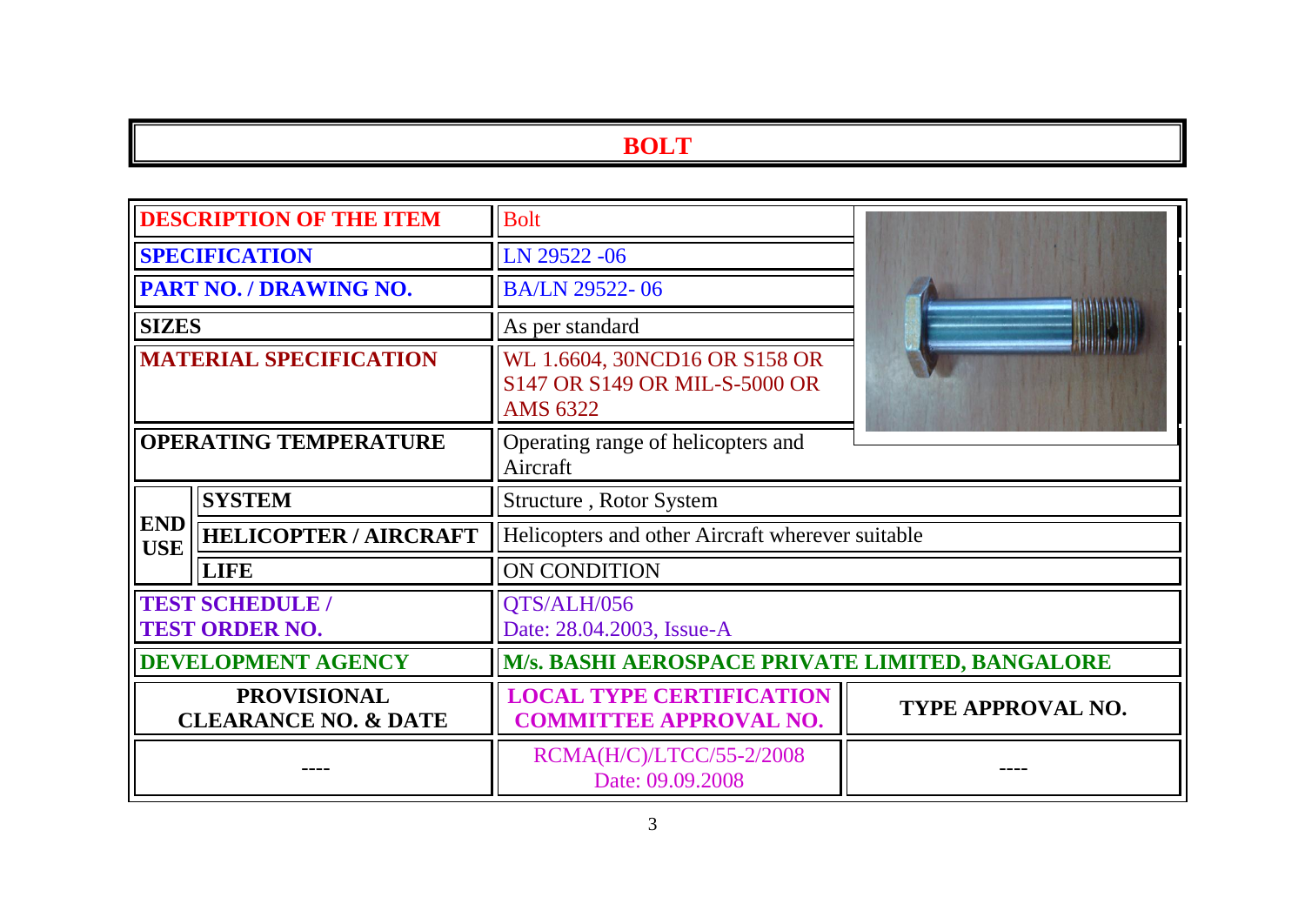# BOLT

| | | | |
|---|---|---|---|
| **DESCRIPTION OF THE ITEM** | | Bolt | |
| **SPECIFICATION** | | LN 29522 -06 | |
| **PART NO. / DRAWING NO.** | | BA/LN 29522- 06 | |
| **SIZES** | | As per standard | |
| **MATERIAL SPECIFICATION** | | WL 1.6604, 30NCD16 OR S158 OR S147 OR S149 OR MIL-S-5000 OR AMS 6322 | |
| **OPERATING TEMPERATURE** | | Operating range of helicopters and Aircraft | |
| **END USE** | **SYSTEM** | Structure , Rotor System | |
| | **HELICOPTER / AIRCRAFT** | Helicopters and other Aircraft wherever suitable | |
| | **LIFE** | ON CONDITION | |
| **TEST SCHEDULE / TEST ORDER NO.** | | QTS/ALH/056 Date: 28.04.2003, Issue-A | |
| **DEVELOPMENT AGENCY** | | **M/s. BASHI AEROSPACE PRIVATE LIMITED, BANGALORE** | |
| **PROVISIONAL CLEARANCE NO. & DATE** | | **LOCAL TYPE CERTIFICATION COMMITTEE APPROVAL NO.** | **TYPE APPROVAL NO.** |
| ---- | | RCMA(H/C)/LTCC/55-2/2008 Date: 09.09.2008 | ---- |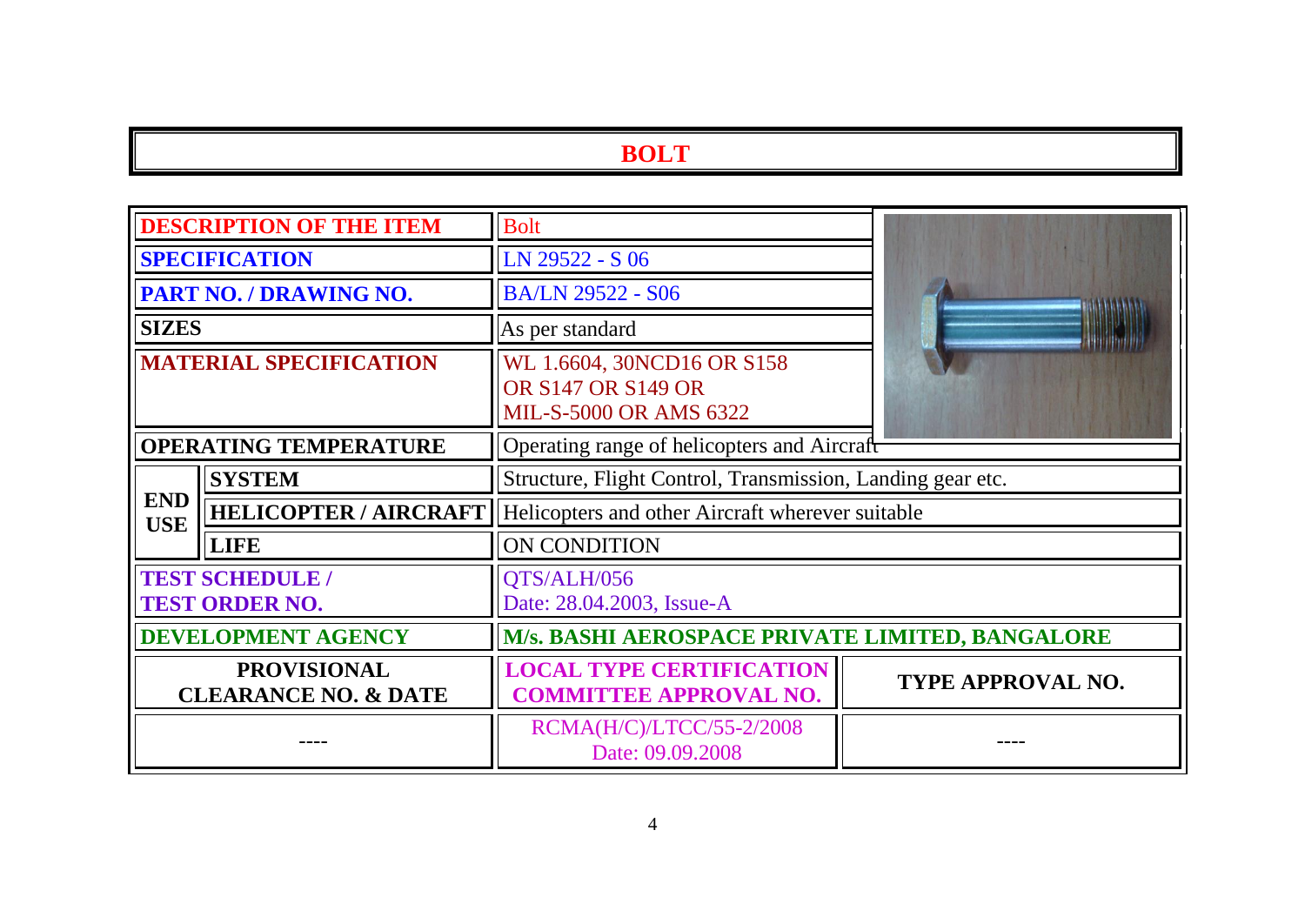# BOLT

| | | | |
|---|---|---|---|
| **DESCRIPTION OF THE ITEM** | | Bolt | |
| **SPECIFICATION** | | LN 29522 - S 06 | |
| **PART NO. / DRAWING NO.** | | BA/LN 29522 - S06 | |
| **SIZES** | | As per standard | |
| **MATERIAL SPECIFICATION** | | WL 1.6604, 30NCD16 OR S158 OR S147 OR S149 OR MIL-S-5000 OR AMS 6322 | |
| **OPERATING TEMPERATURE** | | Operating range of helicopters and Aircraft | |
| **END USE** | **SYSTEM** | Structure, Flight Control, Transmission, Landing gear etc. | |
| | **HELICOPTER / AIRCRAFT** | Helicopters and other Aircraft wherever suitable | |
| | **LIFE** | ON CONDITION | |
| **TEST SCHEDULE / TEST ORDER NO.** | | QTS/ALH/056 Date: 28.04.2003, Issue-A | |
| **DEVELOPMENT AGENCY** | | **M/s. BASHI AEROSPACE PRIVATE LIMITED, BANGALORE** | |
| **PROVISIONAL CLEARANCE NO. & DATE** | | **LOCAL TYPE CERTIFICATION COMMITTEE APPROVAL NO.** | **TYPE APPROVAL NO.** |
| ---- | | RCMA(H/C)/LTCC/55-2/2008 Date: 09.09.2008 | ---- |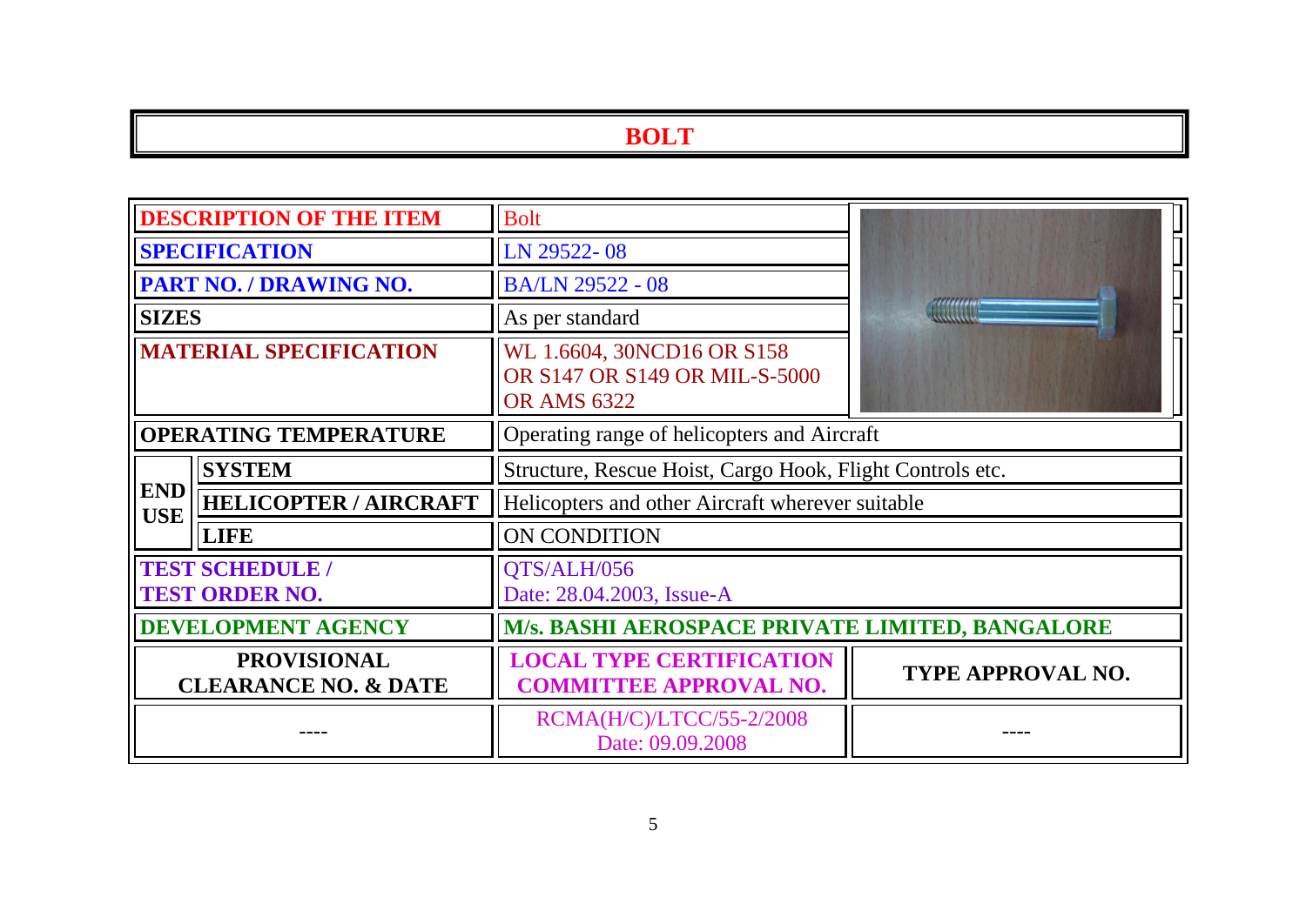# BOLT

| DESCRIPTION OF THE ITEM | | Bolt | |
|---|---|---|---|
| SPECIFICATION | | LN 29522- 08 | |
| PART NO. / DRAWING NO. | | BA/LN 29522 - 08 | |
| SIZES | | As per standard | |
| MATERIAL SPECIFICATION | | WL 1.6604, 30NCD16 OR S158 OR S147 OR S149 OR MIL-S-5000 OR AMS 6322 | |
| OPERATING TEMPERATURE | | Operating range of helicopters and Aircraft | |
| END USE | SYSTEM | Structure, Rescue Hoist, Cargo Hook, Flight Controls etc. | |
| | HELICOPTER / AIRCRAFT | Helicopters and other Aircraft wherever suitable | |
| | LIFE | ON CONDITION | |
| TEST SCHEDULE / TEST ORDER NO. | | QTS/ALH/056<br>Date: 28.04.2003, Issue-A | |
| DEVELOPMENT AGENCY | | M/s. BASHI AEROSPACE PRIVATE LIMITED, BANGALORE | |
| PROVISIONAL CLEARANCE NO. & DATE | | LOCAL TYPE CERTIFICATION COMMITTEE APPROVAL NO. | TYPE APPROVAL NO. |
| ---- | | RCMA(H/C)/LTCC/55-2/2008<br>Date: 09.09.2008 | ---- |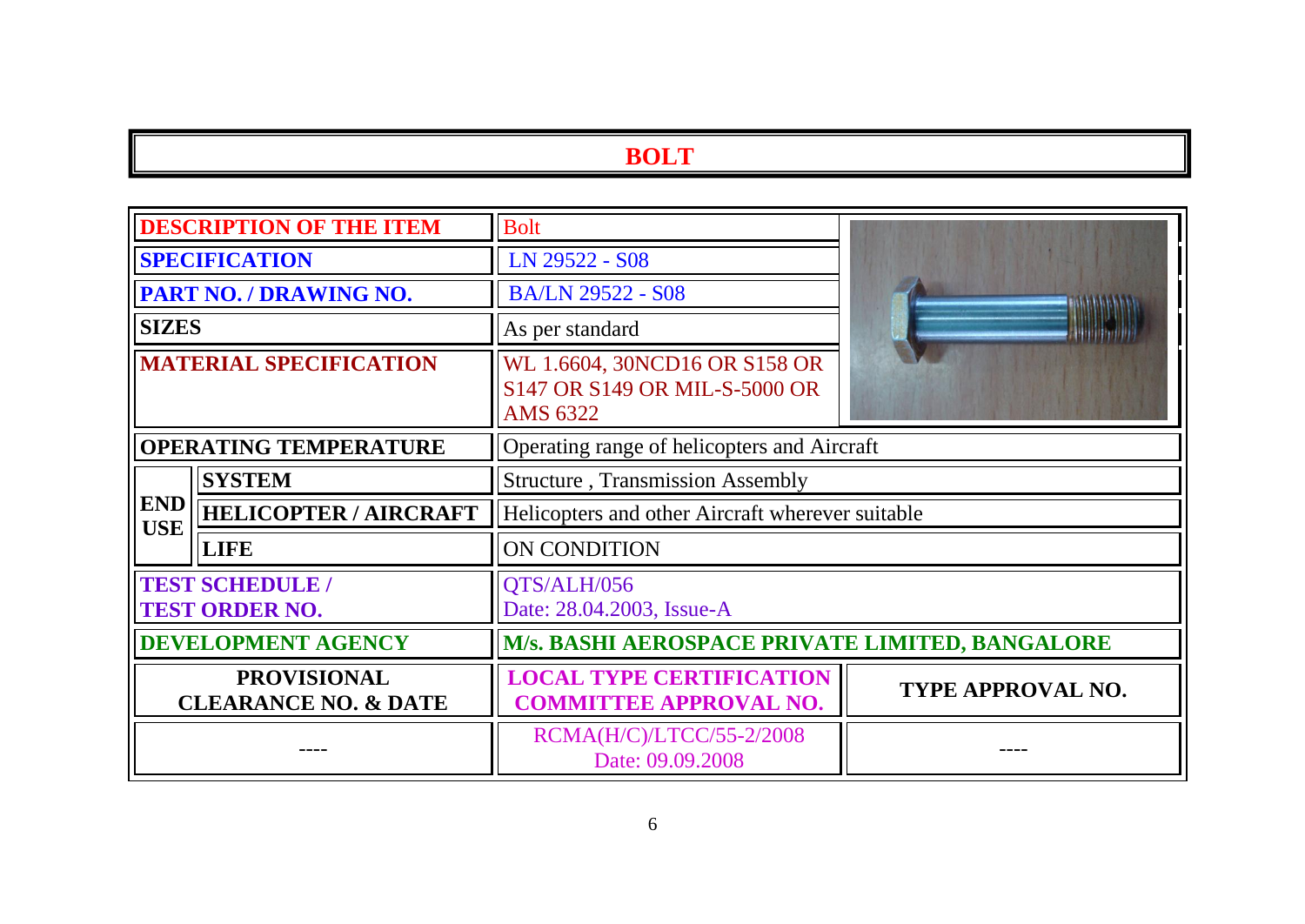# BOLT

| | | |
|---|---|---|
| **DESCRIPTION OF THE ITEM** | | Bolt |
| **SPECIFICATION** | | LN 29522 - S08 |
| **PART NO. / DRAWING NO.** | | BA/LN 29522 - S08 |
| **SIZES** | | As per standard |
| **MATERIAL SPECIFICATION** | | WL 1.6604, 30NCD16 OR S158 OR S147 OR S149 OR MIL-S-5000 OR AMS 6322 |
| **OPERATING TEMPERATURE** | | Operating range of helicopters and Aircraft |
| **END USE** | **SYSTEM** | Structure , Transmission Assembly |
| | **HELICOPTER / AIRCRAFT** | Helicopters and other Aircraft wherever suitable |
| | **LIFE** | ON CONDITION |
| **TEST SCHEDULE / TEST ORDER NO.** | | QTS/ALH/056<br>Date: 28.04.2003, Issue-A |
| **DEVELOPMENT AGENCY** | | **M/s. BASHI AEROSPACE PRIVATE LIMITED, BANGALORE** |

| **PROVISIONAL CLEARANCE NO. & DATE** | **LOCAL TYPE CERTIFICATION COMMITTEE APPROVAL NO.** | **TYPE APPROVAL NO.** |
|---|---|---|
| ---- | RCMA(H/C)/LTCC/55-2/2008<br>Date: 09.09.2008 | ---- |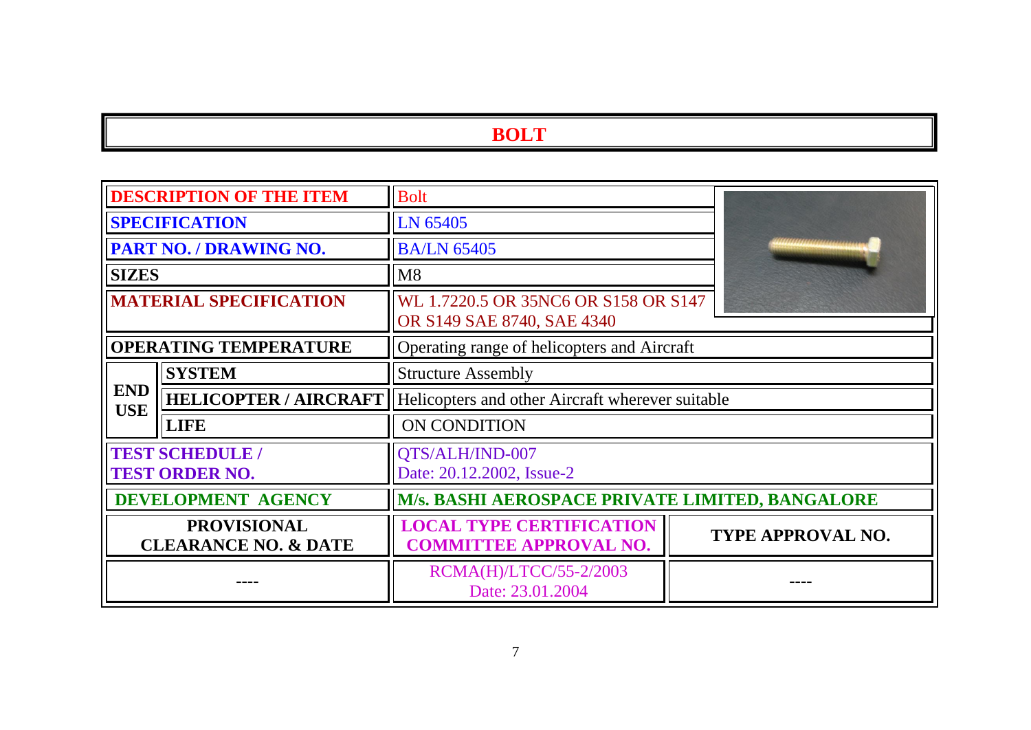# BOLT

| DESCRIPTION OF THE ITEM | | Bolt | |
|---|---|---|---|
| SPECIFICATION | | LN 65405 | |
| PART NO. / DRAWING NO. | | BA/LN 65405 | |
| SIZES | | M8 | |
| MATERIAL SPECIFICATION | | WL 1.7220.5 OR 35NC6 OR S158 OR S147 OR S149 SAE 8740, SAE 4340 | |
| OPERATING TEMPERATURE | | Operating range of helicopters and Aircraft | |
| END USE | SYSTEM | Structure Assembly | |
| | HELICOPTER / AIRCRAFT | Helicopters and other Aircraft wherever suitable | |
| | LIFE | ON CONDITION | |
| TEST SCHEDULE / TEST ORDER NO. | | QTS/ALH/IND-007 Date: 20.12.2002, Issue-2 | |
| DEVELOPMENT AGENCY | | M/s. BASHI AEROSPACE PRIVATE LIMITED, BANGALORE | |
| PROVISIONAL CLEARANCE NO. & DATE | | LOCAL TYPE CERTIFICATION COMMITTEE APPROVAL NO. | TYPE APPROVAL NO. |
| ---- | | RCMA(H)/LTCC/55-2/2003 Date: 23.01.2004 | ---- |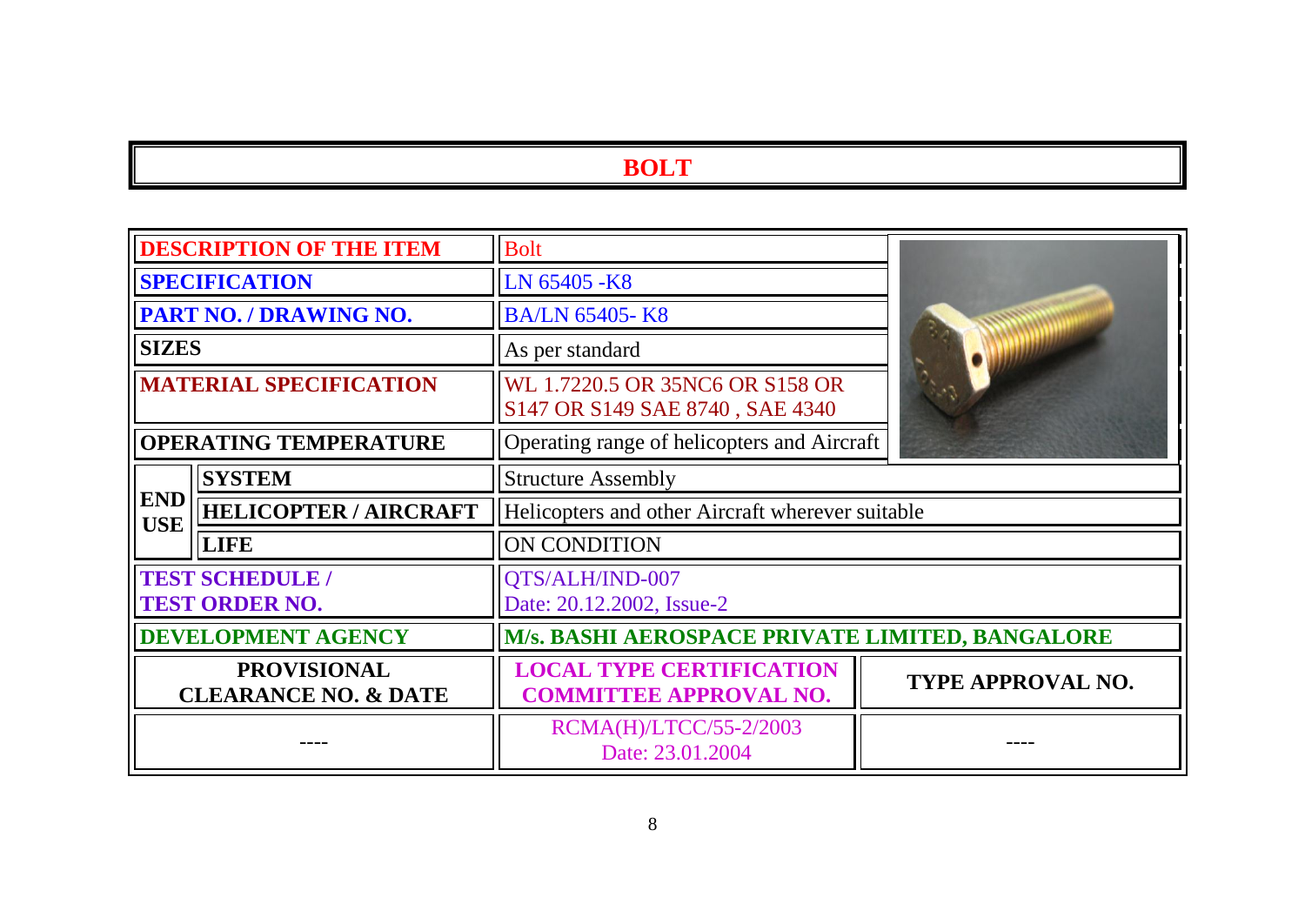# BOLT

| | | | |
|---|---|---|---|
| **DESCRIPTION OF THE ITEM** | | Bolt | |
| **SPECIFICATION** | | LN 65405 -K8 | |
| **PART NO. / DRAWING NO.** | | BA/LN 65405- K8 | |
| **SIZES** | | As per standard | |
| **MATERIAL SPECIFICATION** | | WL 1.7220.5 OR 35NC6 OR S158 OR S147 OR S149 SAE 8740 , SAE 4340 | |
| **OPERATING TEMPERATURE** | | Operating range of helicopters and Aircraft | |
| **END USE** | **SYSTEM** | Structure Assembly | |
| | **HELICOPTER / AIRCRAFT** | Helicopters and other Aircraft wherever suitable | |
| | **LIFE** | ON CONDITION | |
| **TEST SCHEDULE / TEST ORDER NO.** | | QTS/ALH/IND-007 Date: 20.12.2002, Issue-2 | |
| **DEVELOPMENT AGENCY** | | **M/s. BASHI AEROSPACE PRIVATE LIMITED, BANGALORE** | |
| **PROVISIONAL CLEARANCE NO. & DATE** | | **LOCAL TYPE CERTIFICATION COMMITTEE APPROVAL NO.** | **TYPE APPROVAL NO.** |
| ---- | | RCMA(H)/LTCC/55-2/2003 Date: 23.01.2004 | ---- |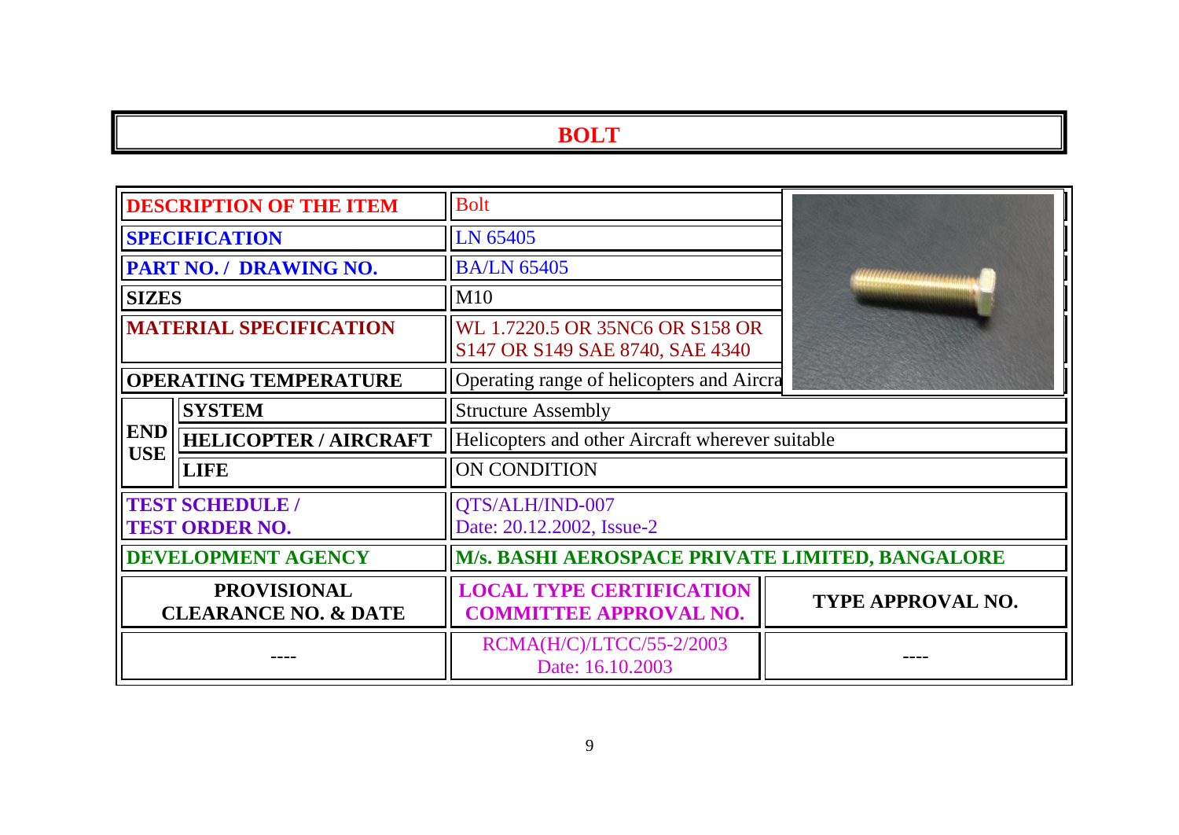# BOLT

| | | | |
|---|---|---|---|
| **DESCRIPTION OF THE ITEM** | | Bolt | |
| **SPECIFICATION** | | LN 65405 | |
| **PART NO. / DRAWING NO.** | | BA/LN 65405 | |
| **SIZES** | | M10 | |
| **MATERIAL SPECIFICATION** | | WL 1.7220.5 OR 35NC6 OR S158 OR S147 OR S149 SAE 8740, SAE 4340 | |
| **OPERATING TEMPERATURE** | | Operating range of helicopters and Aircra | |
| **END USE** | **SYSTEM** | Structure Assembly | |
| | **HELICOPTER / AIRCRAFT** | Helicopters and other Aircraft wherever suitable | |
| | **LIFE** | ON CONDITION | |
| **TEST SCHEDULE / TEST ORDER NO.** | | QTS/ALH/IND-007<br>Date: 20.12.2002, Issue-2 | |
| **DEVELOPMENT AGENCY** | | **M/s. BASHI AEROSPACE PRIVATE LIMITED, BANGALORE** | |
| **PROVISIONAL CLEARANCE NO. & DATE** | | **LOCAL TYPE CERTIFICATION COMMITTEE APPROVAL NO.** | **TYPE APPROVAL NO.** |
| ---- | | RCMA(H/C)/LTCC/55-2/2003<br>Date: 16.10.2003 | ---- |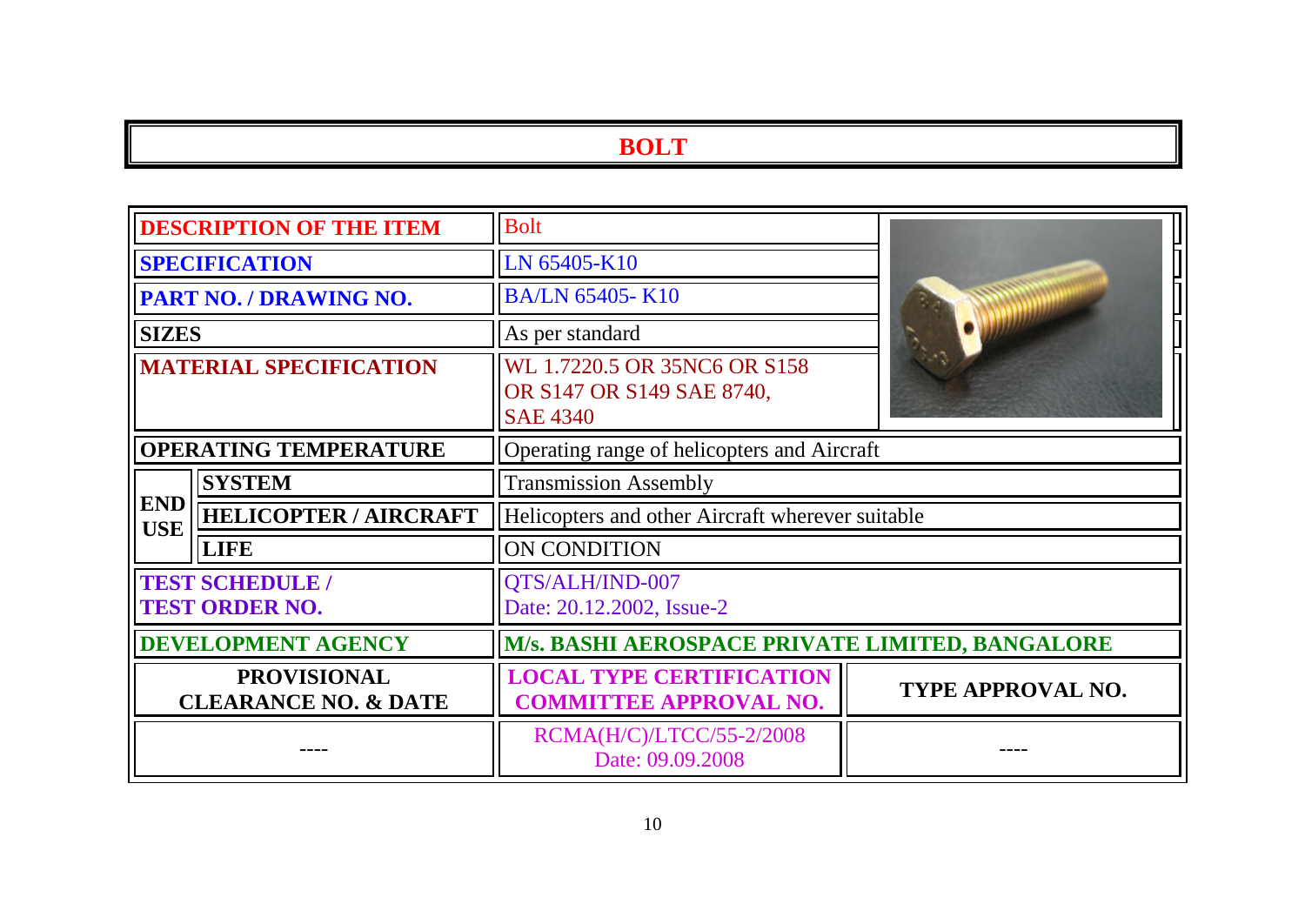# BOLT

| DESCRIPTION OF THE ITEM | | Bolt | |
|---|---|---|---|
| SPECIFICATION | | LN 65405-K10 | |
| PART NO. / DRAWING NO. | | BA/LN 65405- K10 | |
| SIZES | | As per standard | |
| MATERIAL SPECIFICATION | | WL 1.7220.5 OR 35NC6 OR S158 OR S147 OR S149 SAE 8740, SAE 4340 | |
| OPERATING TEMPERATURE | | Operating range of helicopters and Aircraft | |
| END USE | SYSTEM | Transmission Assembly | |
| | HELICOPTER / AIRCRAFT | Helicopters and other Aircraft wherever suitable | |
| | LIFE | ON CONDITION | |
| TEST SCHEDULE / TEST ORDER NO. | | QTS/ALH/IND-007 Date: 20.12.2002, Issue-2 | |
| DEVELOPMENT AGENCY | | M/s. BASHI AEROSPACE PRIVATE LIMITED, BANGALORE | |
| PROVISIONAL CLEARANCE NO. & DATE | | LOCAL TYPE CERTIFICATION COMMITTEE APPROVAL NO. | TYPE APPROVAL NO. |
| ---- | | RCMA(H/C)/LTCC/55-2/2008 Date: 09.09.2008 | ---- |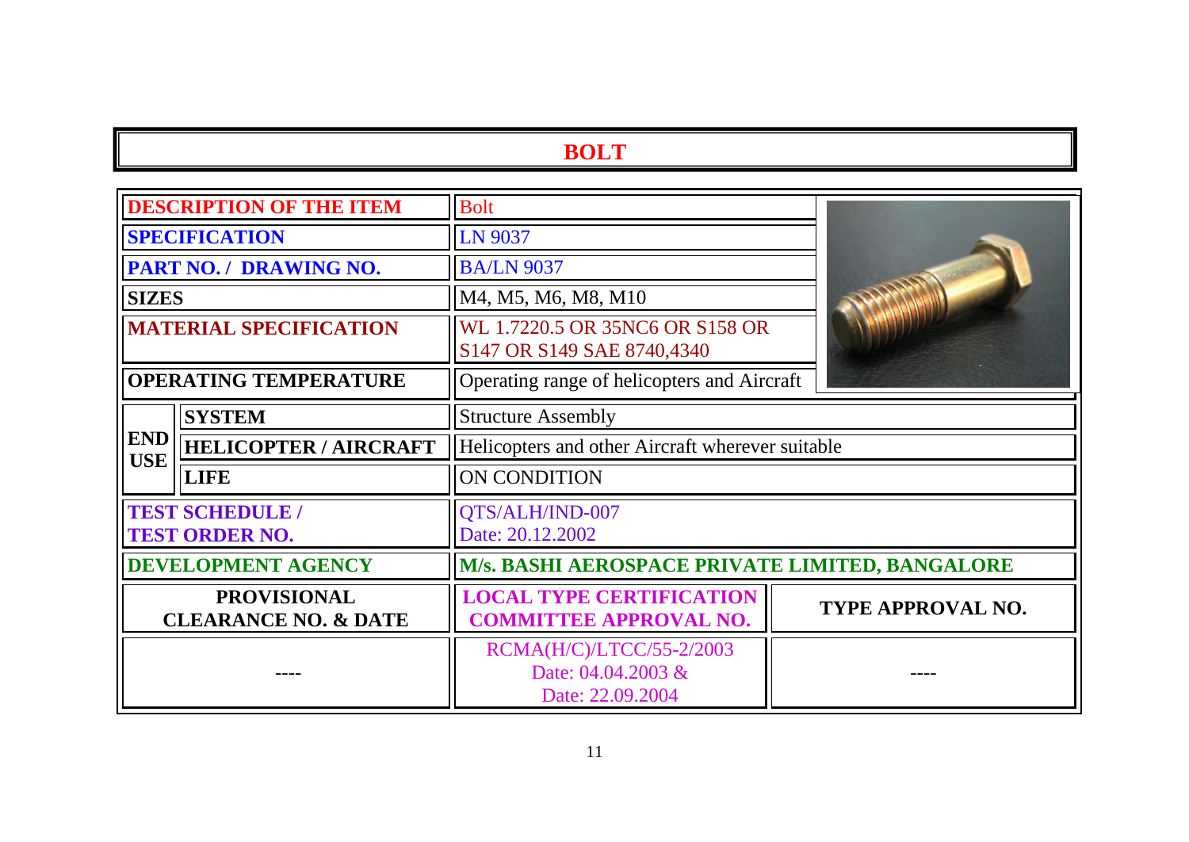# BOLT

| DESCRIPTION OF THE ITEM | | Bolt | |
|---|---|---|---|
| SPECIFICATION | | LN 9037 | |
| PART NO. / DRAWING NO. | | BA/LN 9037 | |
| SIZES | | M4, M5, M6, M8, M10 | |
| MATERIAL SPECIFICATION | | WL 1.7220.5 OR 35NC6 OR S158 OR S147 OR S149 SAE 8740,4340 | |
| OPERATING TEMPERATURE | | Operating range of helicopters and Aircraft | |
| END USE | SYSTEM | Structure Assembly | |
| | HELICOPTER / AIRCRAFT | Helicopters and other Aircraft wherever suitable | |
| | LIFE | ON CONDITION | |
| TEST SCHEDULE / TEST ORDER NO. | | QTS/ALH/IND-007 Date: 20.12.2002 | |
| DEVELOPMENT AGENCY | | M/s. BASHI AEROSPACE PRIVATE LIMITED, BANGALORE | |
| PROVISIONAL CLEARANCE NO. & DATE | | LOCAL TYPE CERTIFICATION COMMITTEE APPROVAL NO. | TYPE APPROVAL NO. |
| ---- | | RCMA(H/C)/LTCC/55-2/2003 Date: 04.04.2003 & Date: 22.09.2004 | ---- |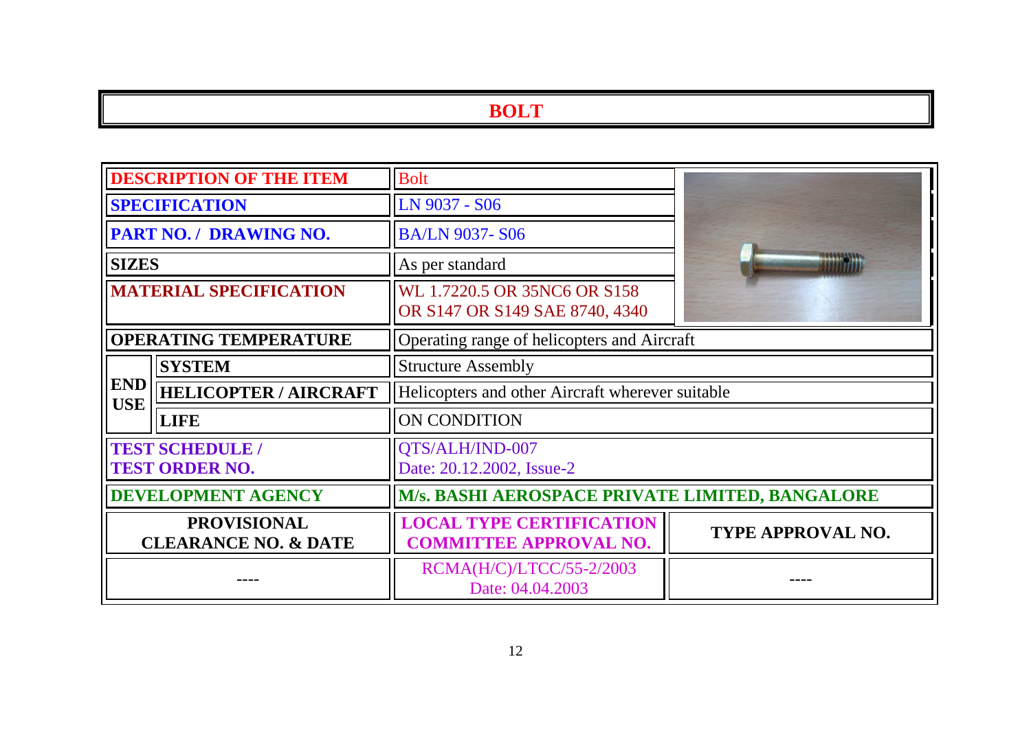# BOLT

| DESCRIPTION OF THE ITEM | | Bolt | |
|---|---|---|---|
| SPECIFICATION | | LN 9037 - S06 | |
| PART NO. / DRAWING NO. | | BA/LN 9037- S06 | |
| SIZES | | As per standard | |
| MATERIAL SPECIFICATION | | WL 1.7220.5 OR 35NC6 OR S158 OR S147 OR S149 SAE 8740, 4340 | |
| OPERATING TEMPERATURE | | Operating range of helicopters and Aircraft | |
| END USE | SYSTEM | Structure Assembly | |
| | HELICOPTER / AIRCRAFT | Helicopters and other Aircraft wherever suitable | |
| | LIFE | ON CONDITION | |
| TEST SCHEDULE / TEST ORDER NO. | | QTS/ALH/IND-007 Date: 20.12.2002, Issue-2 | |
| DEVELOPMENT AGENCY | | M/s. BASHI AEROSPACE PRIVATE LIMITED, BANGALORE | |
| PROVISIONAL CLEARANCE NO. & DATE | | LOCAL TYPE CERTIFICATION COMMITTEE APPROVAL NO. | TYPE APPROVAL NO. |
| ---- | | RCMA(H/C)/LTCC/55-2/2003 Date: 04.04.2003 | ---- |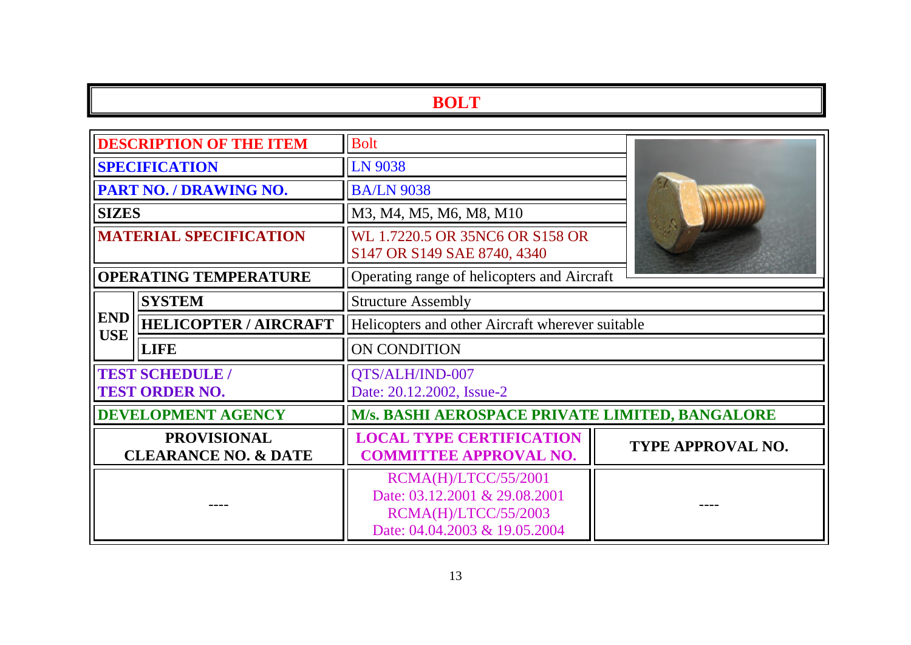# BOLT

| | | |
|---|---|---|
| **DESCRIPTION OF THE ITEM** | | Bolt |
| **SPECIFICATION** | | LN 9038 |
| **PART NO. / DRAWING NO.** | | BA/LN 9038 |
| **SIZES** | | M3, M4, M5, M6, M8, M10 |
| **MATERIAL SPECIFICATION** | | WL 1.7220.5 OR 35NC6 OR S158 OR S147 OR S149 SAE 8740, 4340 |
| **OPERATING TEMPERATURE** | | Operating range of helicopters and Aircraft |
| **END USE** | **SYSTEM** | Structure Assembly |
| | **HELICOPTER / AIRCRAFT** | Helicopters and other Aircraft wherever suitable |
| | **LIFE** | ON CONDITION |
| **TEST SCHEDULE / TEST ORDER NO.** | | QTS/ALH/IND-007<br>Date: 20.12.2002, Issue-2 |
| **DEVELOPMENT AGENCY** | | **M/s. BASHI AEROSPACE PRIVATE LIMITED, BANGALORE** |

| PROVISIONAL CLEARANCE NO. & DATE | LOCAL TYPE CERTIFICATION COMMITTEE APPROVAL NO. | TYPE APPROVAL NO. |
|---|---|---|
| ---- | RCMA(H)/LTCC/55/2001<br>Date: 03.12.2001 & 29.08.2001<br>RCMA(H)/LTCC/55/2003<br>Date: 04.04.2003 & 19.05.2004 | ---- |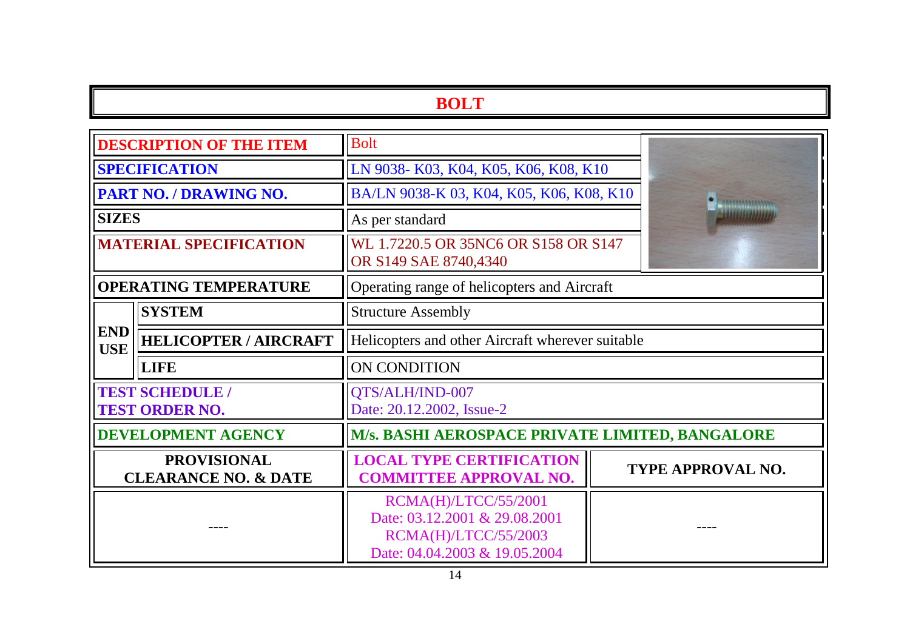# BOLT

| | | | |
|---|---|---|---|
| **DESCRIPTION OF THE ITEM** | | Bolt | |
| **SPECIFICATION** | | LN 9038- K03, K04, K05, K06, K08, K10 | |
| **PART NO. / DRAWING NO.** | | BA/LN 9038-K 03, K04, K05, K06, K08, K10 | |
| **SIZES** | | As per standard | |
| **MATERIAL SPECIFICATION** | | WL 1.7220.5 OR 35NC6 OR S158 OR S147 OR S149 SAE 8740,4340 | |
| **OPERATING TEMPERATURE** | | Operating range of helicopters and Aircraft | |
| **END USE** | **SYSTEM** | Structure Assembly | |
| | **HELICOPTER / AIRCRAFT** | Helicopters and other Aircraft wherever suitable | |
| | **LIFE** | ON CONDITION | |
| **TEST SCHEDULE / TEST ORDER NO.** | | QTS/ALH/IND-007<br>Date: 20.12.2002, Issue-2 | |
| **DEVELOPMENT AGENCY** | | **M/s. BASHI AEROSPACE PRIVATE LIMITED, BANGALORE** | |
| **PROVISIONAL CLEARANCE NO. & DATE** | | **LOCAL TYPE CERTIFICATION COMMITTEE APPROVAL NO.** | **TYPE APPROVAL NO.** |
| ---- | | RCMA(H)/LTCC/55/2001<br>Date: 03.12.2001 & 29.08.2001<br>RCMA(H)/LTCC/55/2003<br>Date: 04.04.2003 & 19.05.2004 | ---- |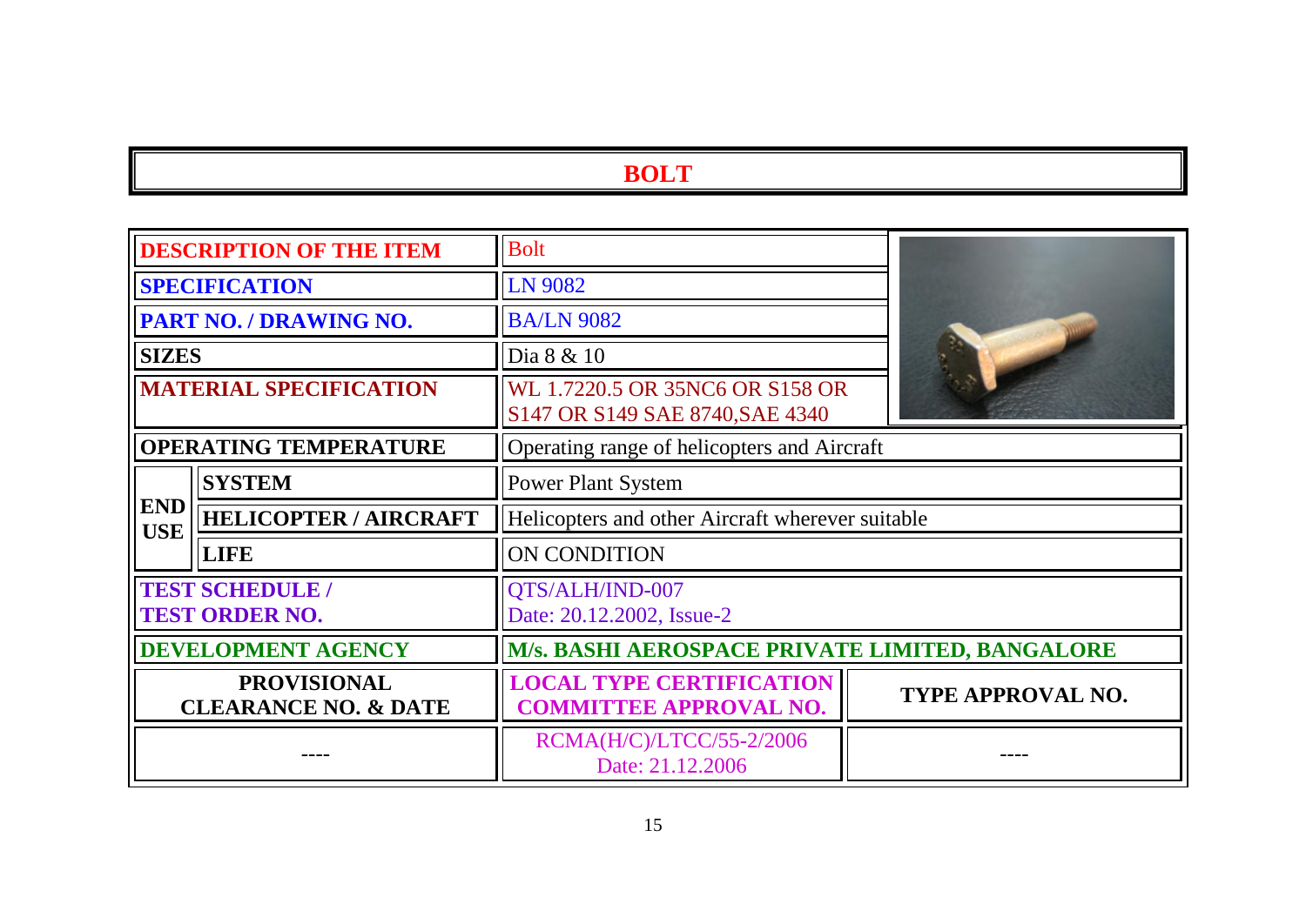# BOLT

| DESCRIPTION OF THE ITEM | | Bolt | |
|---|---|---|---|
| SPECIFICATION | | LN 9082 | |
| PART NO. / DRAWING NO. | | BA/LN 9082 | |
| SIZES | | Dia 8 & 10 | |
| MATERIAL SPECIFICATION | | WL 1.7220.5 OR 35NC6 OR S158 OR S147 OR S149 SAE 8740,SAE 4340 | |
| OPERATING TEMPERATURE | | Operating range of helicopters and Aircraft | |
| END USE | SYSTEM | Power Plant System | |
| | HELICOPTER / AIRCRAFT | Helicopters and other Aircraft wherever suitable | |
| | LIFE | ON CONDITION | |
| TEST SCHEDULE / TEST ORDER NO. | | QTS/ALH/IND-007 Date: 20.12.2002, Issue-2 | |
| DEVELOPMENT AGENCY | | M/s. BASHI AEROSPACE PRIVATE LIMITED, BANGALORE | |
| PROVISIONAL CLEARANCE NO. & DATE | | LOCAL TYPE CERTIFICATION COMMITTEE APPROVAL NO. | TYPE APPROVAL NO. |
| ---- | | RCMA(H/C)/LTCC/55-2/2006 Date: 21.12.2006 | ---- |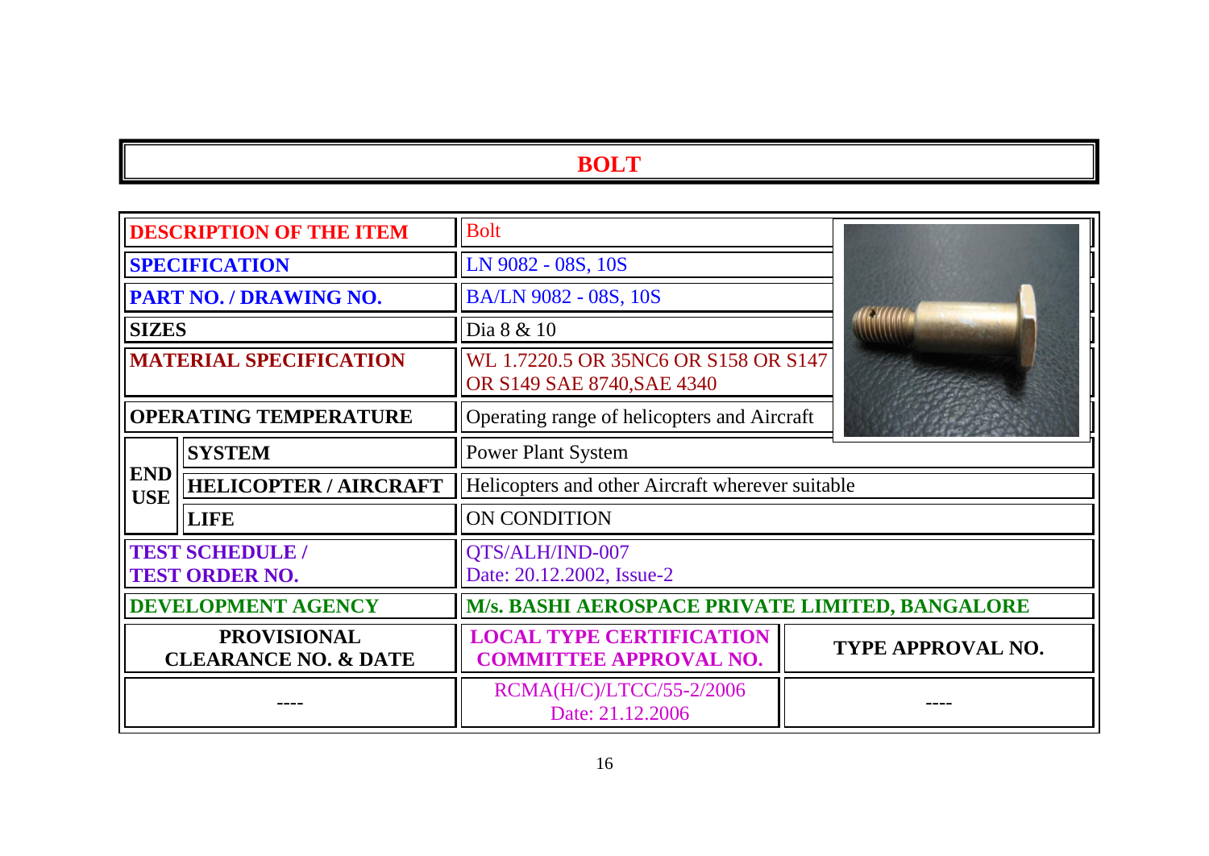# BOLT

| | | |
|---|---|---|
| **DESCRIPTION OF THE ITEM** | | Bolt |
| **SPECIFICATION** | | LN 9082 - 08S, 10S |
| **PART NO. / DRAWING NO.** | | BA/LN 9082 - 08S, 10S |
| **SIZES** | | Dia 8 & 10 |
| **MATERIAL SPECIFICATION** | | WL 1.7220.5 OR 35NC6 OR S158 OR S147 OR S149 SAE 8740,SAE 4340 |
| **OPERATING TEMPERATURE** | | Operating range of helicopters and Aircraft |
| **END USE** | **SYSTEM** | Power Plant System |
| | **HELICOPTER / AIRCRAFT** | Helicopters and other Aircraft wherever suitable |
| | **LIFE** | ON CONDITION |
| **TEST SCHEDULE / TEST ORDER NO.** | | QTS/ALH/IND-007 Date: 20.12.2002, Issue-2 |
| **DEVELOPMENT AGENCY** | | **M/s. BASHI AEROSPACE PRIVATE LIMITED, BANGALORE** |

| **PROVISIONAL CLEARANCE NO. & DATE** | **LOCAL TYPE CERTIFICATION COMMITTEE APPROVAL NO.** | **TYPE APPROVAL NO.** |
|---|---|---|
| ---- | RCMA(H/C)/LTCC/55-2/2006 Date: 21.12.2006 | ---- |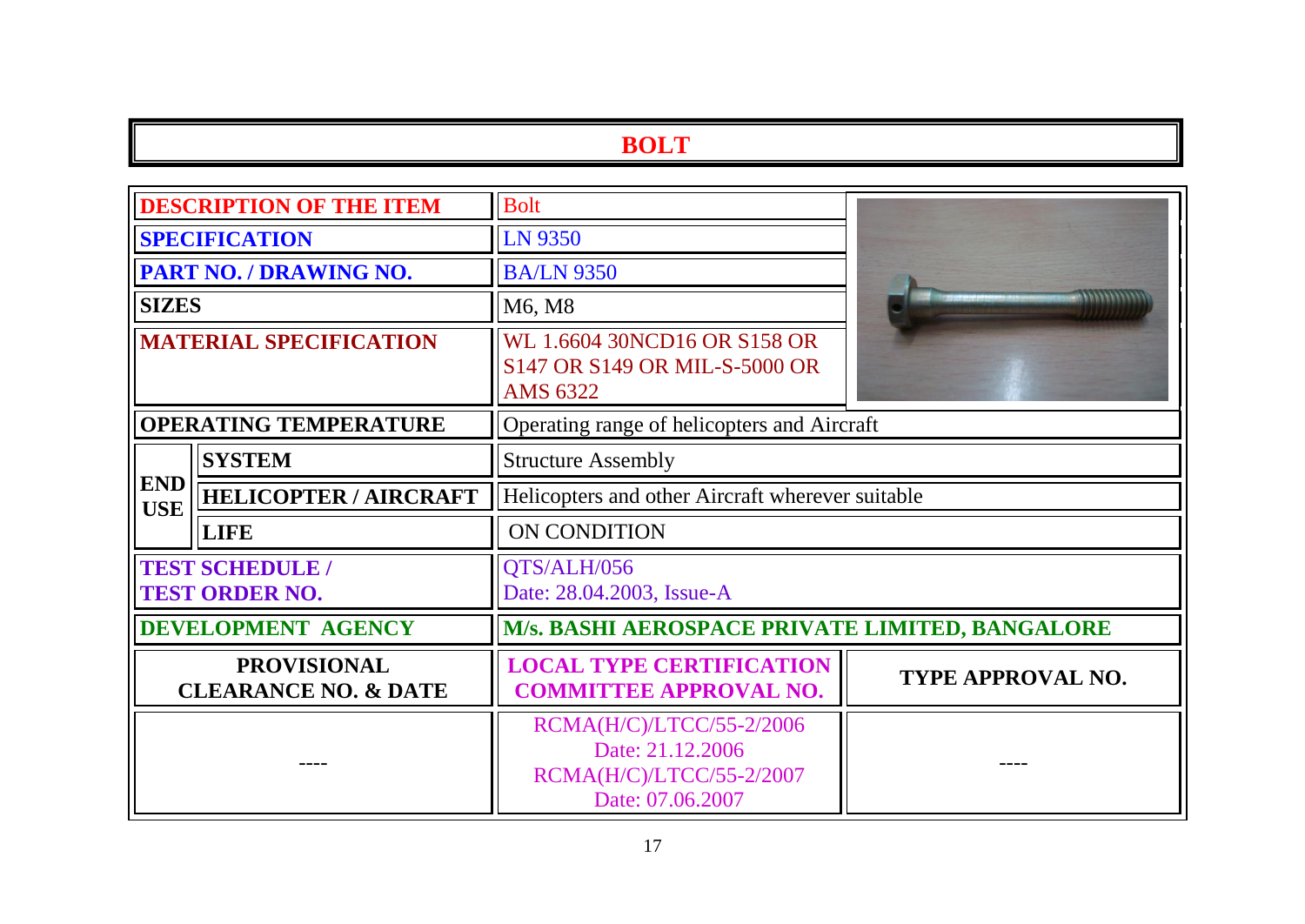# BOLT

| | | |
|---|---|---|
| **DESCRIPTION OF THE ITEM** | Bolt | |
| **SPECIFICATION** | LN 9350 | |
| **PART NO. / DRAWING NO.** | BA/LN 9350 | |
| **SIZES** | M6, M8 | |
| **MATERIAL SPECIFICATION** | WL 1.6604 30NCD16 OR S158 OR S147 OR S149 OR MIL-S-5000 OR AMS 6322 | |
| **OPERATING TEMPERATURE** | Operating range of helicopters and Aircraft | |
| **END USE** – **SYSTEM** | Structure Assembly | |
| **END USE** – **HELICOPTER / AIRCRAFT** | Helicopters and other Aircraft wherever suitable | |
| **END USE** – **LIFE** | ON CONDITION | |
| **TEST SCHEDULE / TEST ORDER NO.** | QTS/ALH/056<br>Date: 28.04.2003, Issue-A | |
| **DEVELOPMENT AGENCY** | **M/s. BASHI AEROSPACE PRIVATE LIMITED, BANGALORE** | |
| **PROVISIONAL CLEARANCE NO. & DATE** | **LOCAL TYPE CERTIFICATION COMMITTEE APPROVAL NO.** | **TYPE APPROVAL NO.** |
| ---- | RCMA(H/C)/LTCC/55-2/2006<br>Date: 21.12.2006<br>RCMA(H/C)/LTCC/55-2/2007<br>Date: 07.06.2007 | ---- |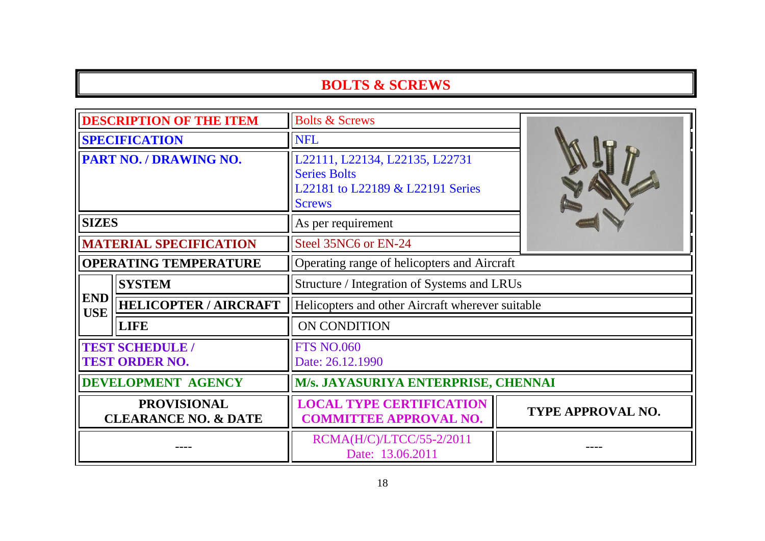# BOLTS & SCREWS

| | | | |
|---|---|---|---|
| **DESCRIPTION OF THE ITEM** | | Bolts & Screws | |
| **SPECIFICATION** | | NFL | |
| **PART NO. / DRAWING NO.** | | L22111, L22134, L22135, L22731 Series Bolts<br>L22181 to L22189 & L22191 Series Screws | |
| **SIZES** | | As per requirement | |
| **MATERIAL SPECIFICATION** | | Steel 35NC6 or EN-24 | |
| **OPERATING TEMPERATURE** | | Operating range of helicopters and Aircraft | |
| **END USE** | **SYSTEM** | Structure / Integration of Systems and LRUs | |
| | **HELICOPTER / AIRCRAFT** | Helicopters and other Aircraft wherever suitable | |
| | **LIFE** | ON CONDITION | |
| **TEST SCHEDULE / TEST ORDER NO.** | | FTS NO.060<br>Date: 26.12.1990 | |
| **DEVELOPMENT AGENCY** | | **M/s. JAYASURIYA ENTERPRISE, CHENNAI** | |
| **PROVISIONAL CLEARANCE NO. & DATE** | | **LOCAL TYPE CERTIFICATION COMMITTEE APPROVAL NO.** | **TYPE APPROVAL NO.** |
| ---- | | RCMA(H/C)/LTCC/55-2/2011<br>Date: 13.06.2011 | ---- |